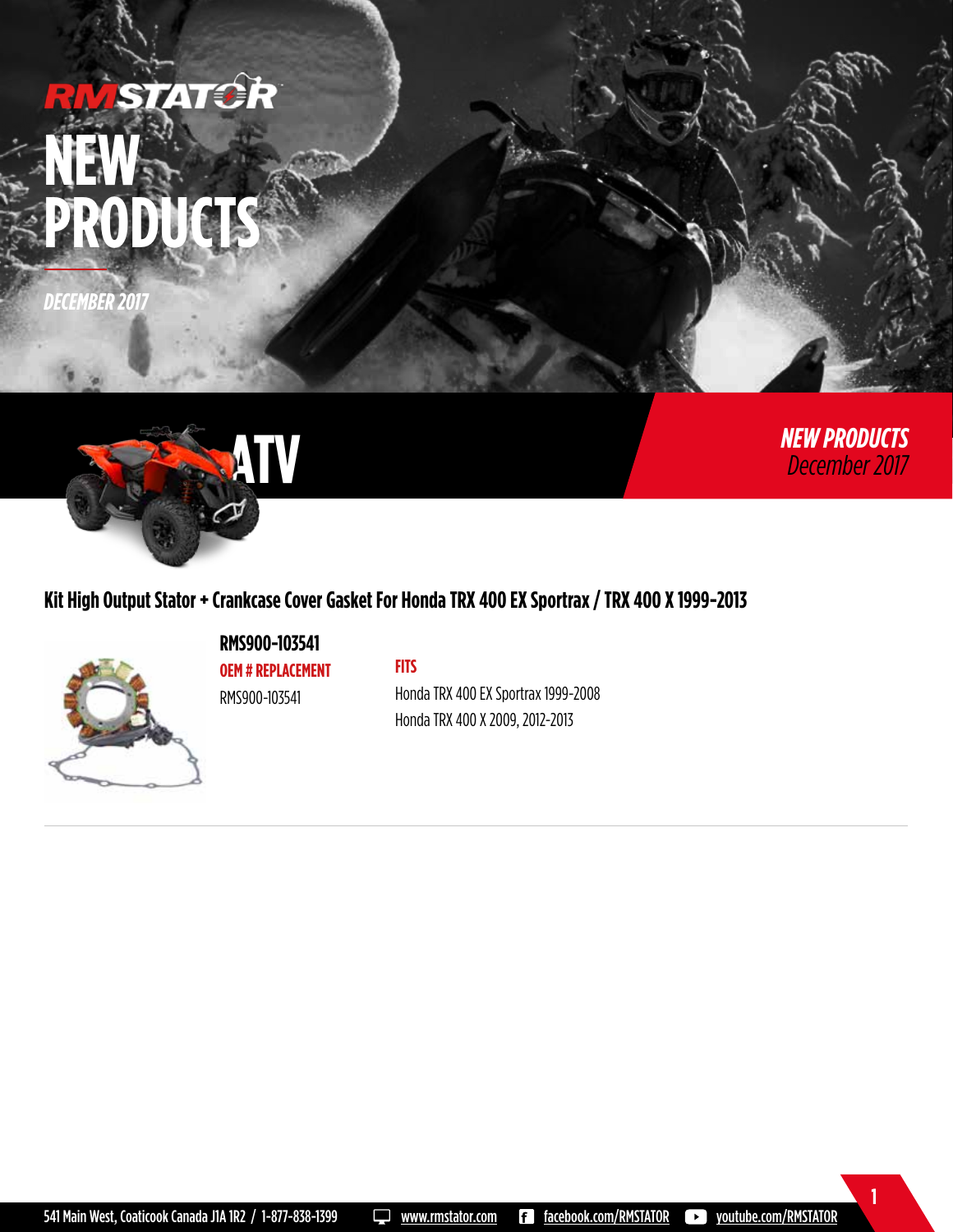# RMSTATOR

# NEW PRODUCTS

*DECEMBER 2017*

## ATV

***NEW PRODUCTS***
*December 2017*

### Kit High Output Stator + Crankcase Cover Gasket For Honda TRX 400 EX Sportrax / TRX 400 X 1999-2013

**RMS900-103541**

**OEM # REPLACEMENT**

RMS900-103541

**FITS**

Honda TRX 400 EX Sportrax 1999-2008
Honda TRX 400 X 2009, 2012-2013

541 Main West, Coaticook Canada J1A 1R2 / 1-877-838-1399 www.rmstator.com facebook.com/RMSTATOR youtube.com/RMSTATOR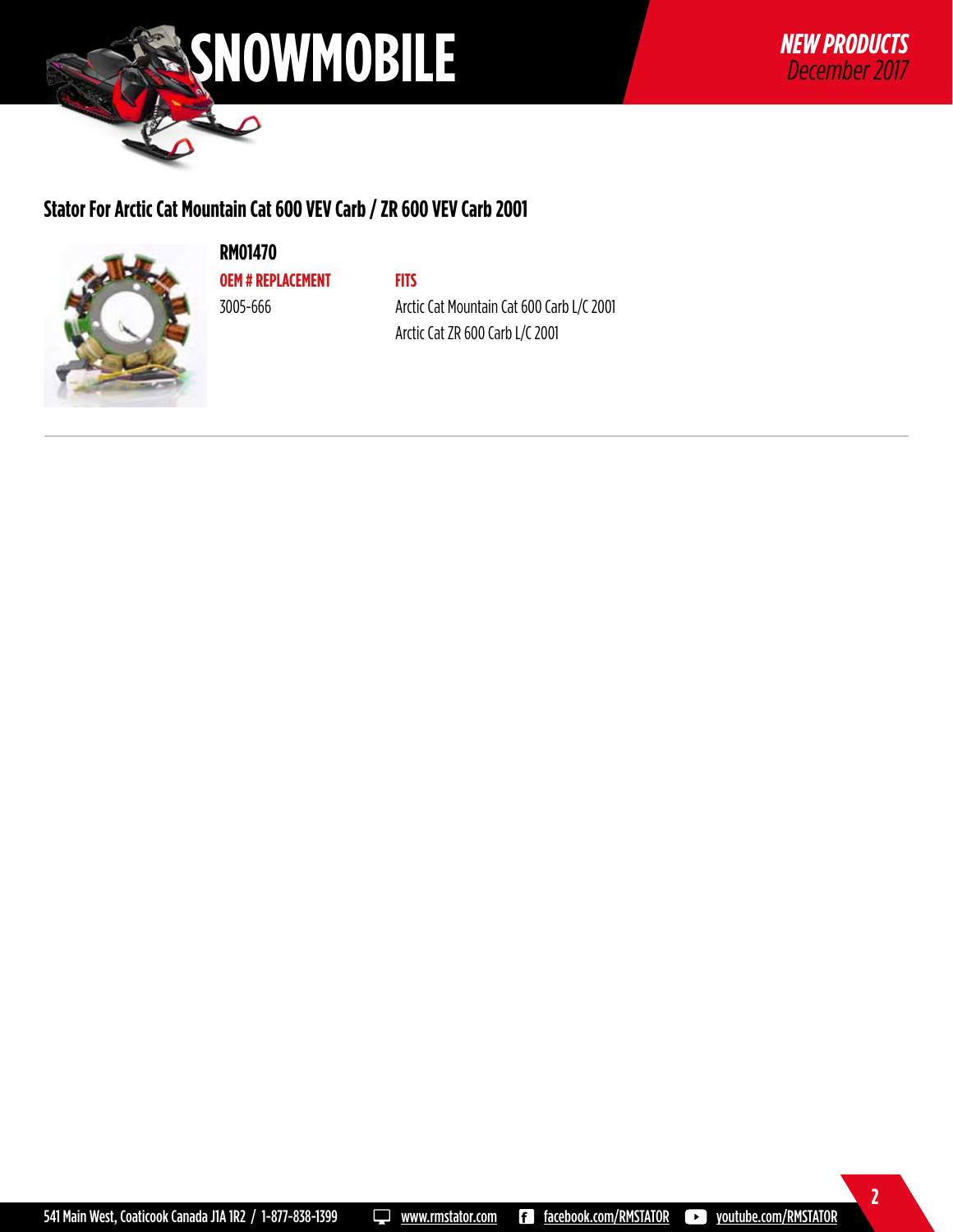# SNOWMOBILE

***NEW PRODUCTS***
*December 2017*

## Stator For Arctic Cat Mountain Cat 600 VEV Carb / ZR 600 VEV Carb 2001

### RM01470

| OEM # REPLACEMENT | FITS |
| --- | --- |
| 3005-666 | Arctic Cat Mountain Cat 600 Carb L/C 2001 |
| | Arctic Cat ZR 600 Carb L/C 2001 |

541 Main West, Coaticook Canada J1A 1R2 / 1-877-838-1399 www.rmstator.com facebook.com/RMSTATOR youtube.com/RMSTATOR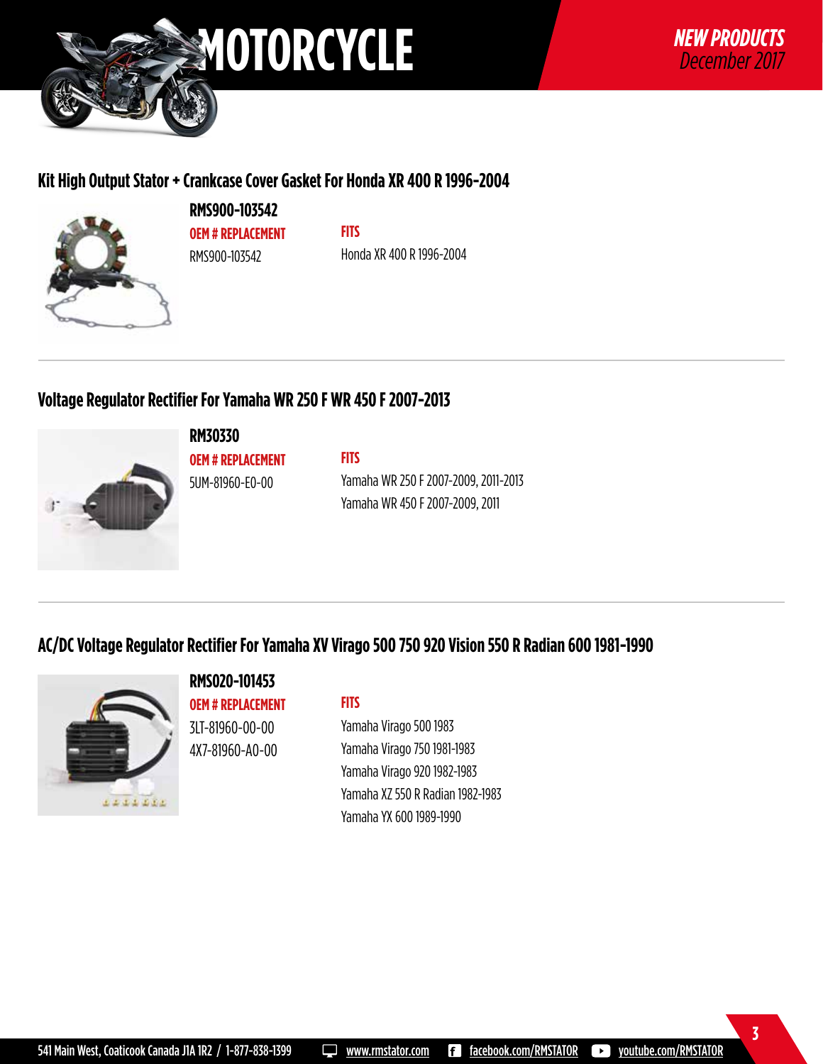# MOTORCYCLE

***NEW PRODUCTS***
*December 2017*

## Kit High Output Stator + Crankcase Cover Gasket For Honda XR 400 R 1996-2004

**RMS900-103542**

| OEM # REPLACEMENT | FITS |
|---|---|
| RMS900-103542 | Honda XR 400 R 1996-2004 |

## Voltage Regulator Rectifier For Yamaha WR 250 F WR 450 F 2007-2013

**RM30330**

| OEM # REPLACEMENT | FITS |
|---|---|
| 5UM-81960-E0-00 | Yamaha WR 250 F 2007-2009, 2011-2013 |
| | Yamaha WR 450 F 2007-2009, 2011 |

## AC/DC Voltage Regulator Rectifier For Yamaha XV Virago 500 750 920 Vision 550 R Radian 600 1981-1990

**RMS020-101453**

| OEM # REPLACEMENT | FITS |
|---|---|
| 3LT-81960-00-00 | Yamaha Virago 500 1983 |
| 4X7-81960-A0-00 | Yamaha Virago 750 1981-1983 |
| | Yamaha Virago 920 1982-1983 |
| | Yamaha XZ 550 R Radian 1982-1983 |
| | Yamaha YX 600 1989-1990 |

541 Main West, Coaticook Canada J1A 1R2 / 1-877-838-1399 www.rmstator.com facebook.com/RMSTATOR youtube.com/RMSTATOR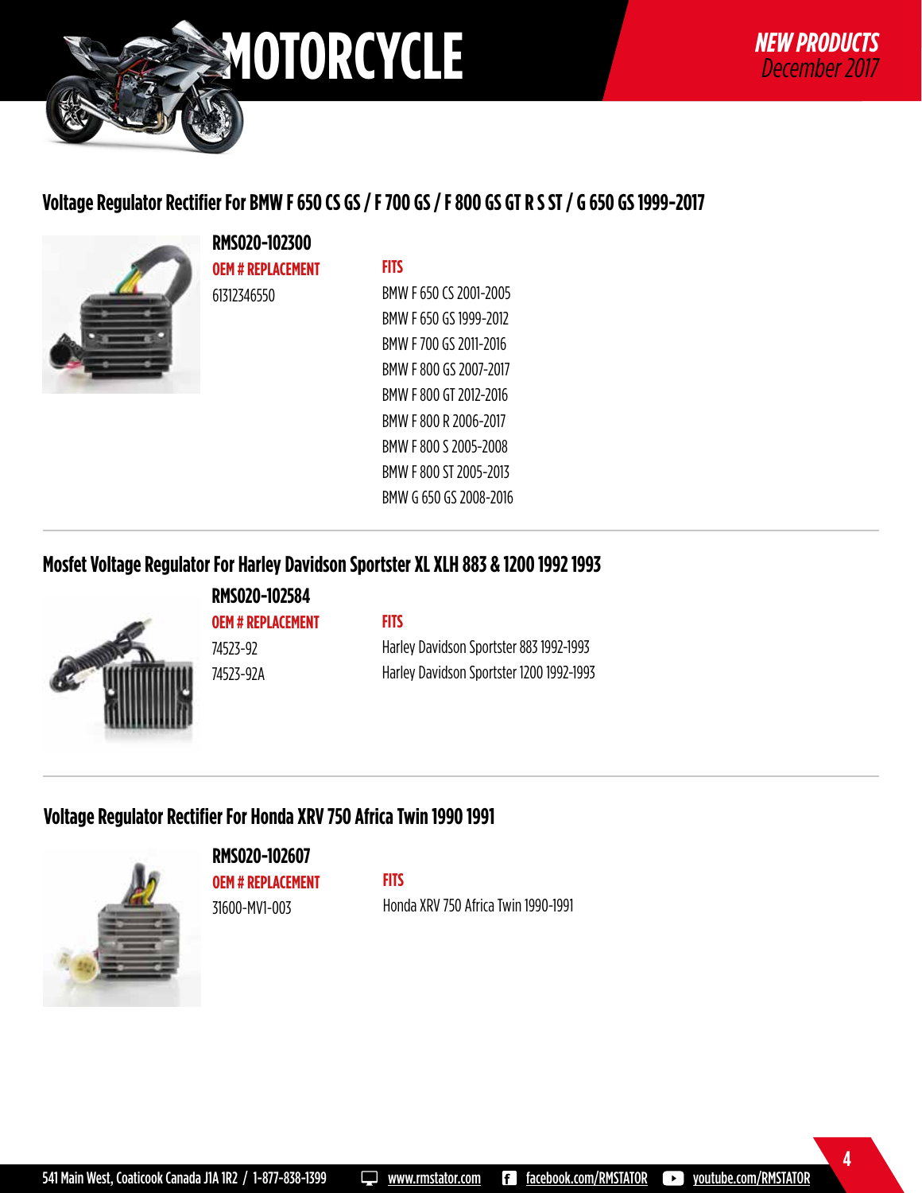# MOTORCYCLE

*NEW PRODUCTS*
*December 2017*

## Voltage Regulator Rectifier For BMW F 650 CS GS / F 700 GS / F 800 GS GT R S ST / G 650 GS 1999-2017

**RMS020-102300**

| OEM # REPLACEMENT | FITS |
|---|---|
| 61312346550 | BMW F 650 CS 2001-2005 |
| | BMW F 650 GS 1999-2012 |
| | BMW F 700 GS 2011-2016 |
| | BMW F 800 GS 2007-2017 |
| | BMW F 800 GT 2012-2016 |
| | BMW F 800 R 2006-2017 |
| | BMW F 800 S 2005-2008 |
| | BMW F 800 ST 2005-2013 |
| | BMW G 650 GS 2008-2016 |

## Mosfet Voltage Regulator For Harley Davidson Sportster XL XLH 883 & 1200 1992 1993

**RMS020-102584**

| OEM # REPLACEMENT | FITS |
|---|---|
| 74523-92 | Harley Davidson Sportster 883 1992-1993 |
| 74523-92A | Harley Davidson Sportster 1200 1992-1993 |

## Voltage Regulator Rectifier For Honda XRV 750 Africa Twin 1990 1991

**RMS020-102607**

| OEM # REPLACEMENT | FITS |
|---|---|
| 31600-MV1-003 | Honda XRV 750 Africa Twin 1990-1991 |

541 Main West, Coaticook Canada J1A 1R2 / 1-877-838-1399 www.rmstator.com facebook.com/RMSTATOR youtube.com/RMSTATOR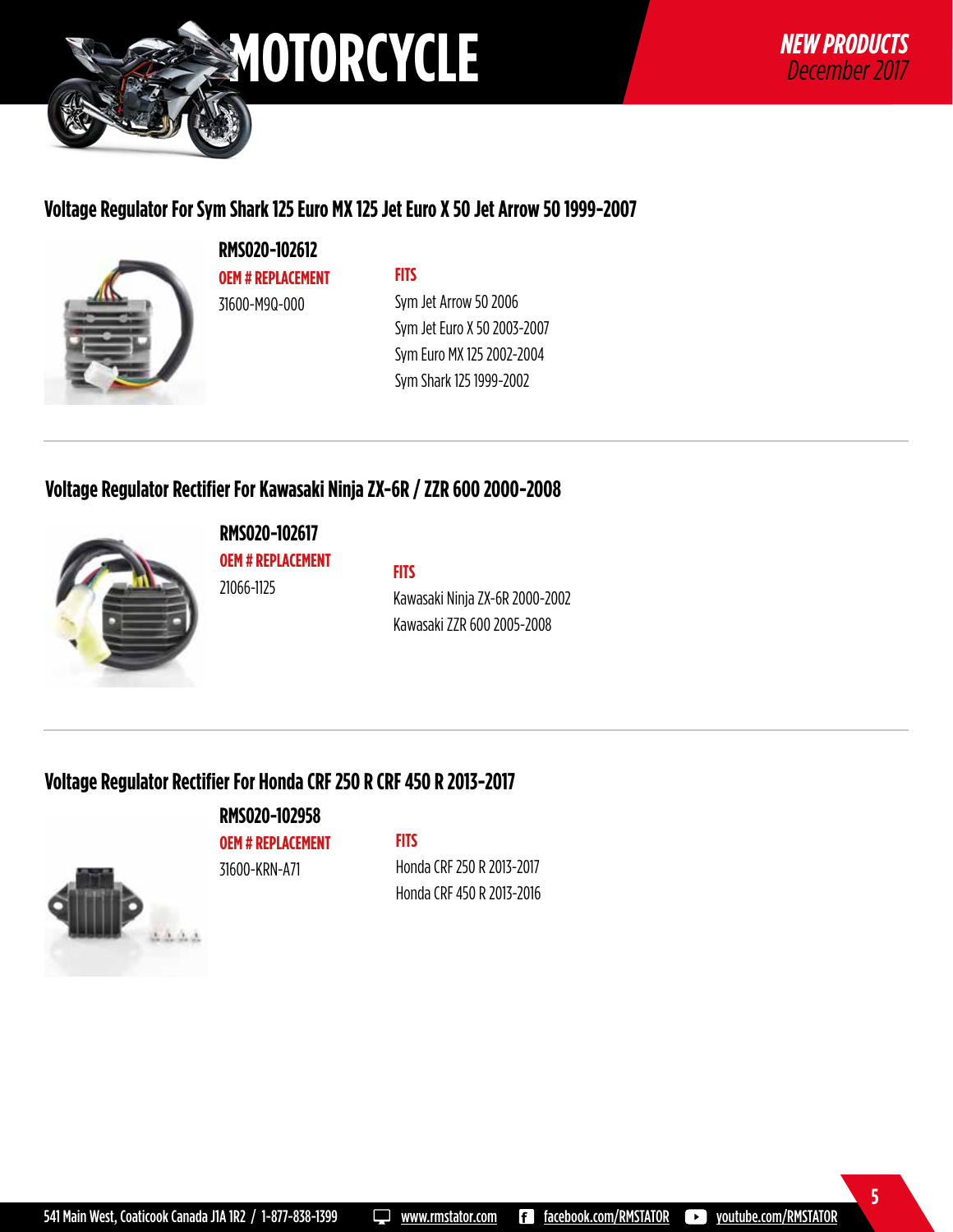# MOTORCYCLE

***NEW PRODUCTS***
*December 2017*

## Voltage Regulator For Sym Shark 125 Euro MX 125 Jet Euro X 50 Jet Arrow 50 1999-2007

**RMS020-102612**

**OEM # REPLACEMENT**

31600-M9Q-000

**FITS**

Sym Jet Arrow 50 2006
Sym Jet Euro X 50 2003-2007
Sym Euro MX 125 2002-2004
Sym Shark 125 1999-2002

---

## Voltage Regulator Rectifier For Kawasaki Ninja ZX-6R / ZZR 600 2000-2008

**RMS020-102617**

**OEM # REPLACEMENT**

21066-1125

**FITS**

Kawasaki Ninja ZX-6R 2000-2002
Kawasaki ZZR 600 2005-2008

---

## Voltage Regulator Rectifier For Honda CRF 250 R CRF 450 R 2013-2017

**RMS020-102958**

**OEM # REPLACEMENT**

31600-KRN-A71

**FITS**

Honda CRF 250 R 2013-2017
Honda CRF 450 R 2013-2016

541 Main West, Coaticook Canada J1A 1R2 / 1-877-838-1399 www.rmstator.com facebook.com/RMSTATOR youtube.com/RMSTATOR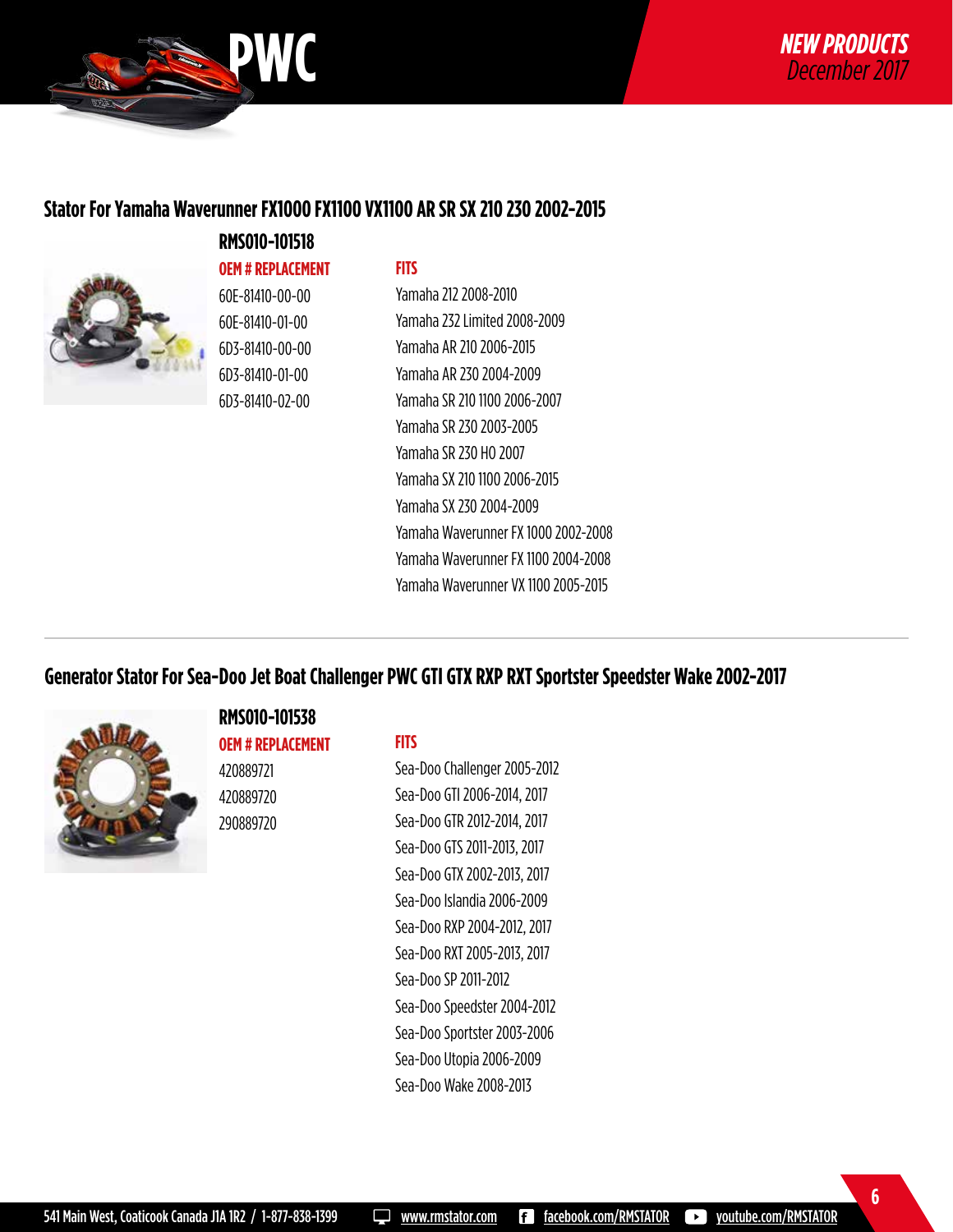# PWC

*NEW PRODUCTS*
*December 2017*

## Stator For Yamaha Waverunner FX1000 FX1100 VX1100 AR SR SX 210 230 2002-2015

### RMS010-101518

| OEM # REPLACEMENT | FITS |
|---|---|
| 60E-81410-00-00 | Yamaha 212 2008-2010 |
| 60E-81410-01-00 | Yamaha 232 Limited 2008-2009 |
| 6D3-81410-00-00 | Yamaha AR 210 2006-2015 |
| 6D3-81410-01-00 | Yamaha AR 230 2004-2009 |
| 6D3-81410-02-00 | Yamaha SR 210 1100 2006-2007 |
| | Yamaha SR 230 2003-2005 |
| | Yamaha SR 230 HO 2007 |
| | Yamaha SX 210 1100 2006-2015 |
| | Yamaha SX 230 2004-2009 |
| | Yamaha Waverunner FX 1000 2002-2008 |
| | Yamaha Waverunner FX 1100 2004-2008 |
| | Yamaha Waverunner VX 1100 2005-2015 |

## Generator Stator For Sea-Doo Jet Boat Challenger PWC GTI GTX RXP RXT Sportster Speedster Wake 2002-2017

### RMS010-101538

| OEM # REPLACEMENT | FITS |
|---|---|
| 420889721 | Sea-Doo Challenger 2005-2012 |
| 420889720 | Sea-Doo GTI 2006-2014, 2017 |
| 290889720 | Sea-Doo GTR 2012-2014, 2017 |
| | Sea-Doo GTS 2011-2013, 2017 |
| | Sea-Doo GTX 2002-2013, 2017 |
| | Sea-Doo Islandia 2006-2009 |
| | Sea-Doo RXP 2004-2012, 2017 |
| | Sea-Doo RXT 2005-2013, 2017 |
| | Sea-Doo SP 2011-2012 |
| | Sea-Doo Speedster 2004-2012 |
| | Sea-Doo Sportster 2003-2006 |
| | Sea-Doo Utopia 2006-2009 |
| | Sea-Doo Wake 2008-2013 |

541 Main West, Coaticook Canada J1A 1R2 / 1-877-838-1399 www.rmstator.com facebook.com/RMSTATOR youtube.com/RMSTATOR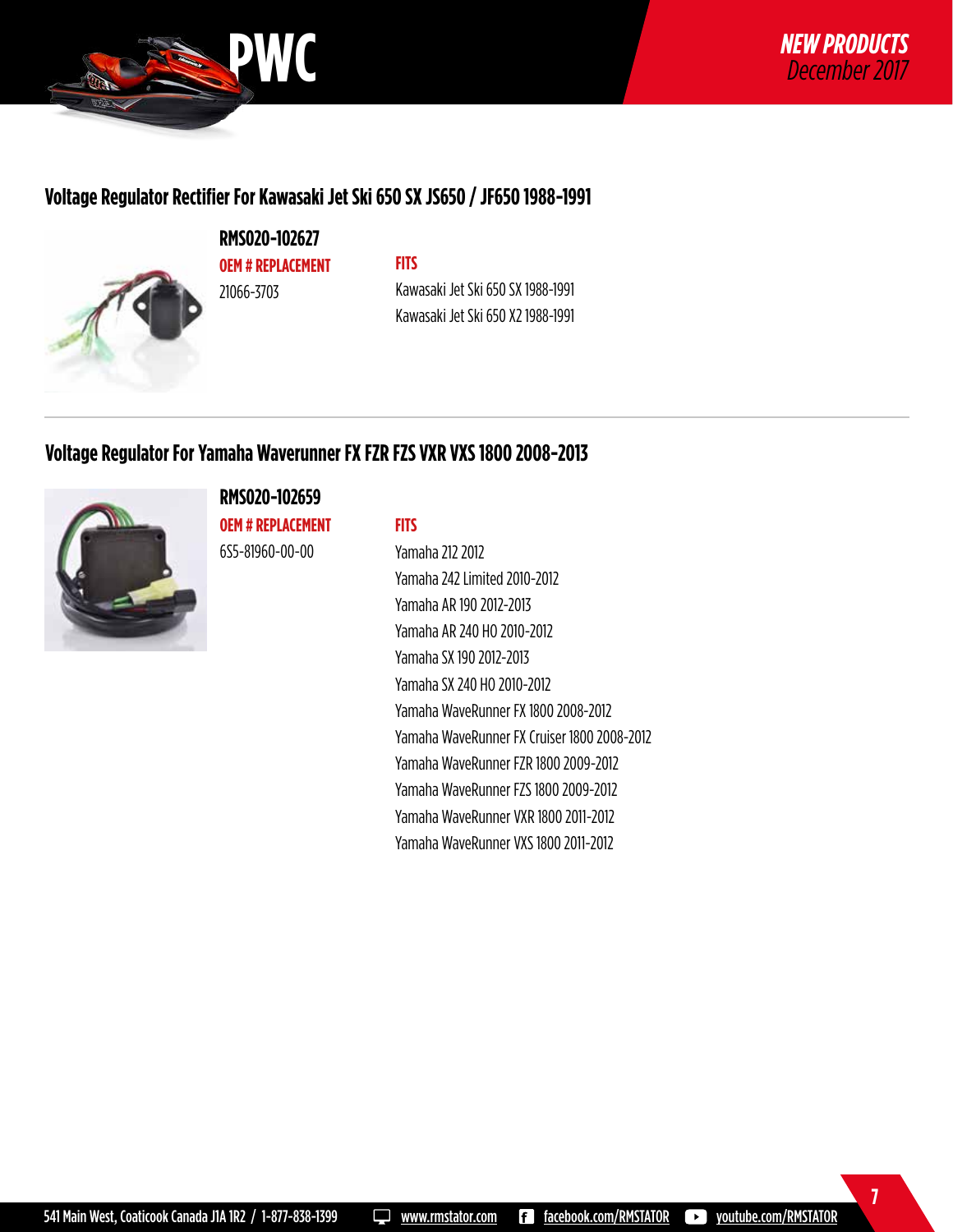# PWC

*NEW PRODUCTS*
*December 2017*

## Voltage Regulator Rectifier For Kawasaki Jet Ski 650 SX JS650 / JF650 1988-1991

### RMS020-102627

**OEM # REPLACEMENT**

21066-3703

**FITS**

Kawasaki Jet Ski 650 SX 1988-1991
Kawasaki Jet Ski 650 X2 1988-1991

---

## Voltage Regulator For Yamaha Waverunner FX FZR FZS VXR VXS 1800 2008-2013

### RMS020-102659

**OEM # REPLACEMENT**

6S5-81960-00-00

**FITS**

Yamaha 212 2012
Yamaha 242 Limited 2010-2012
Yamaha AR 190 2012-2013
Yamaha AR 240 HO 2010-2012
Yamaha SX 190 2012-2013
Yamaha SX 240 HO 2010-2012
Yamaha WaveRunner FX 1800 2008-2012
Yamaha WaveRunner FX Cruiser 1800 2008-2012
Yamaha WaveRunner FZR 1800 2009-2012
Yamaha WaveRunner FZS 1800 2009-2012
Yamaha WaveRunner VXR 1800 2011-2012
Yamaha WaveRunner VXS 1800 2011-2012

541 Main West, Coaticook Canada J1A 1R2 / 1-877-838-1399 www.rmstator.com facebook.com/RMSTATOR youtube.com/RMSTATOR